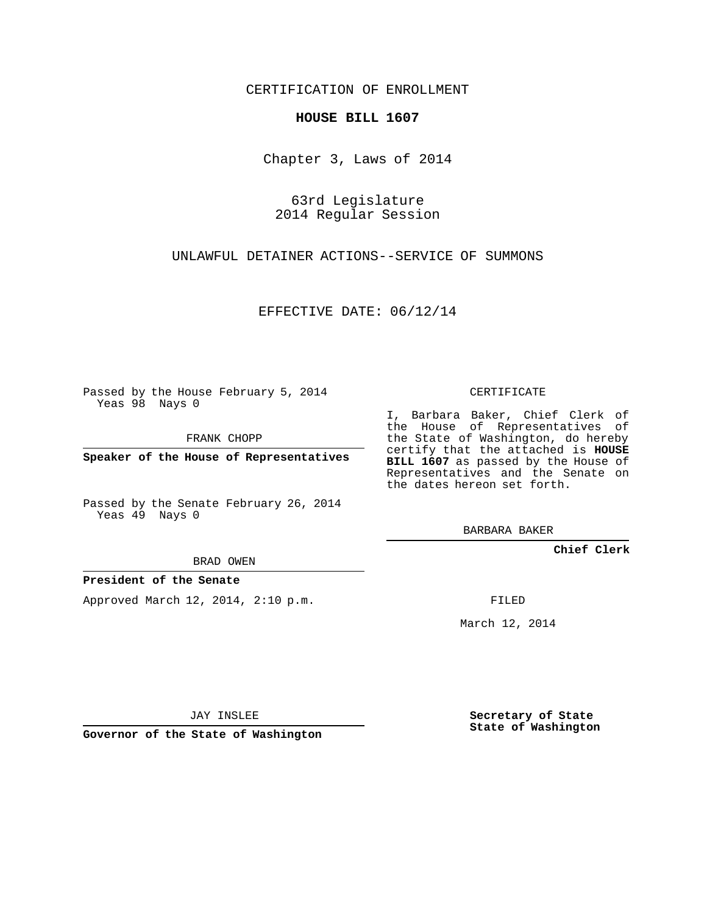CERTIFICATION OF ENROLLMENT

**HOUSE BILL 1607**

Chapter 3, Laws of 2014

63rd Legislature
2014 Regular Session

UNLAWFUL DETAINER ACTIONS--SERVICE OF SUMMONS

EFFECTIVE DATE: 06/12/14

Passed by the House February 5, 2014
Yeas 98 Nays 0

FRANK CHOPP

**Speaker of the House of Representatives**

Passed by the Senate February 26, 2014
Yeas 49 Nays 0

BRAD OWEN

**President of the Senate**

Approved March 12, 2014, 2:10 p.m.

JAY INSLEE

**Governor of the State of Washington**

CERTIFICATE

I, Barbara Baker, Chief Clerk of the House of Representatives of the State of Washington, do hereby certify that the attached is **HOUSE BILL 1607** as passed by the House of Representatives and the Senate on the dates hereon set forth.

BARBARA BAKER

**Chief Clerk**

FILED

March 12, 2014

**Secretary of State**
**State of Washington**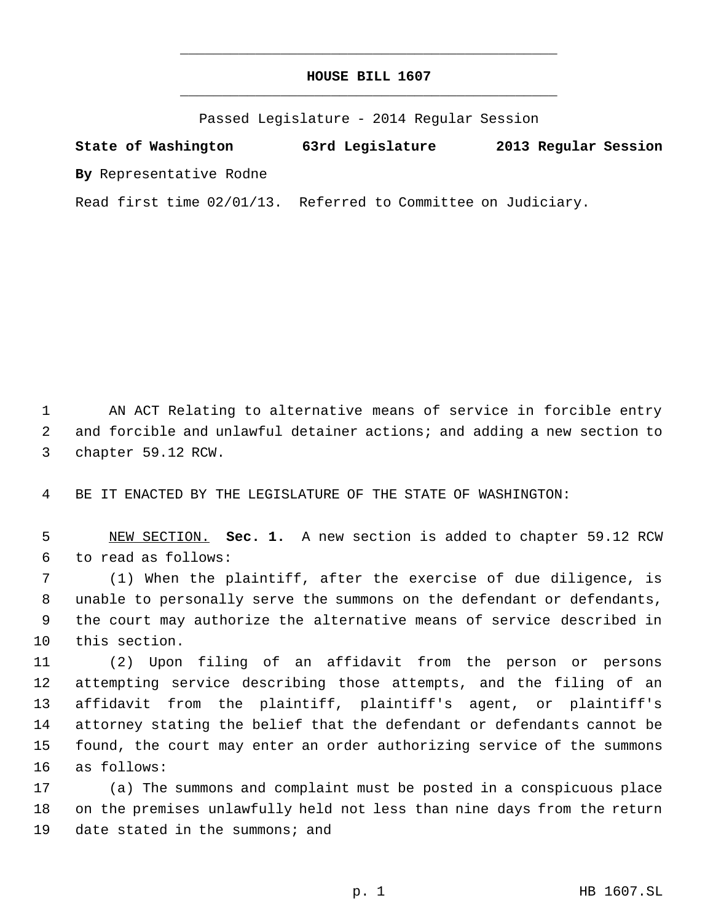# HOUSE BILL 1607

Passed Legislature - 2014 Regular Session

**State of Washington 63rd Legislature 2013 Regular Session**

**By** Representative Rodne

Read first time 02/01/13. Referred to Committee on Judiciary.

AN ACT Relating to alternative means of service in forcible entry and forcible and unlawful detainer actions; and adding a new section to chapter 59.12 RCW.

BE IT ENACTED BY THE LEGISLATURE OF THE STATE OF WASHINGTON:

NEW SECTION. **Sec. 1.** A new section is added to chapter 59.12 RCW to read as follows:

(1) When the plaintiff, after the exercise of due diligence, is unable to personally serve the summons on the defendant or defendants, the court may authorize the alternative means of service described in this section.

(2) Upon filing of an affidavit from the person or persons attempting service describing those attempts, and the filing of an affidavit from the plaintiff, plaintiff's agent, or plaintiff's attorney stating the belief that the defendant or defendants cannot be found, the court may enter an order authorizing service of the summons as follows:

(a) The summons and complaint must be posted in a conspicuous place on the premises unlawfully held not less than nine days from the return date stated in the summons; and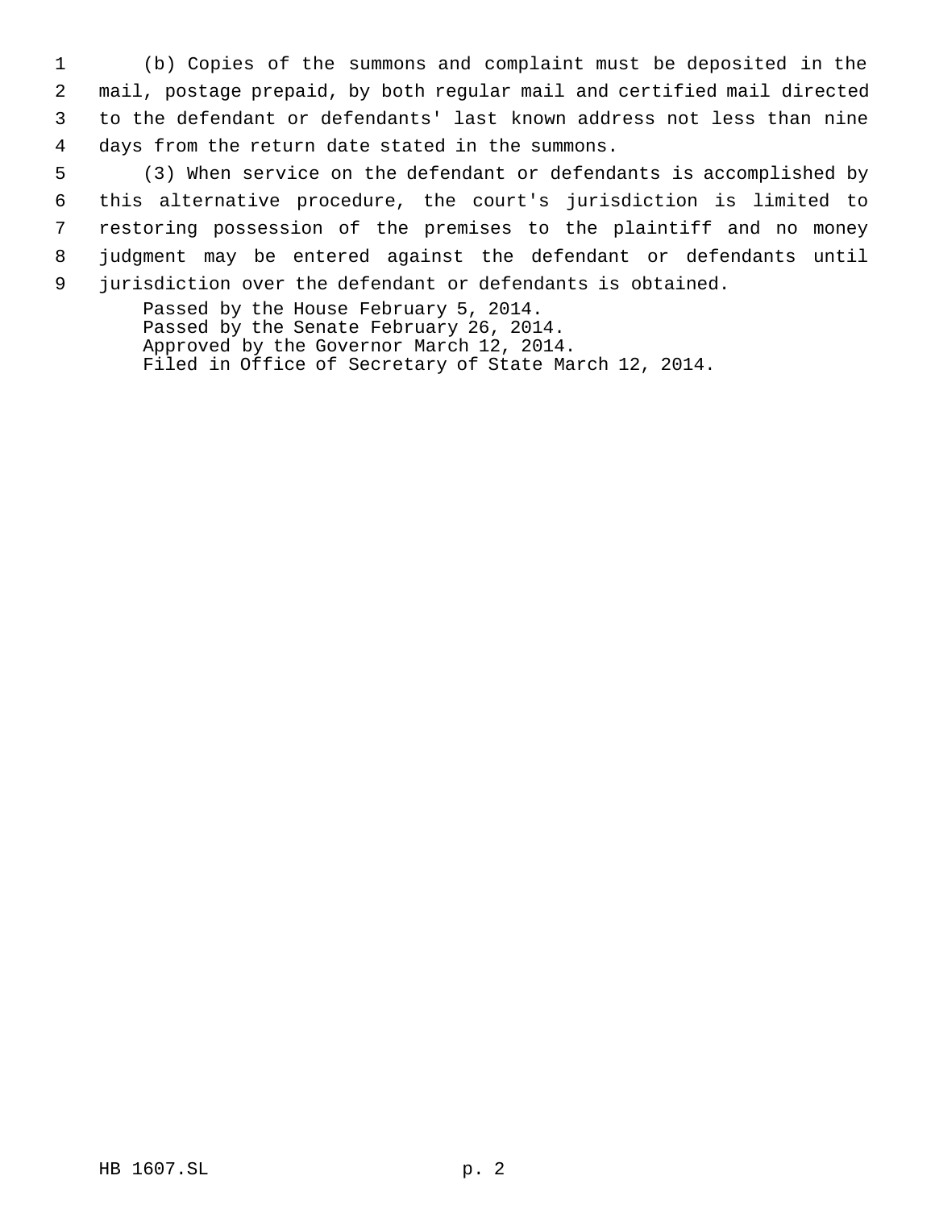(b) Copies of the summons and complaint must be deposited in the mail, postage prepaid, by both regular mail and certified mail directed to the defendant or defendants' last known address not less than nine days from the return date stated in the summons.

(3) When service on the defendant or defendants is accomplished by this alternative procedure, the court's jurisdiction is limited to restoring possession of the premises to the plaintiff and no money judgment may be entered against the defendant or defendants until jurisdiction over the defendant or defendants is obtained.

Passed by the House February 5, 2014.
Passed by the Senate February 26, 2014.
Approved by the Governor March 12, 2014.
Filed in Office of Secretary of State March 12, 2014.